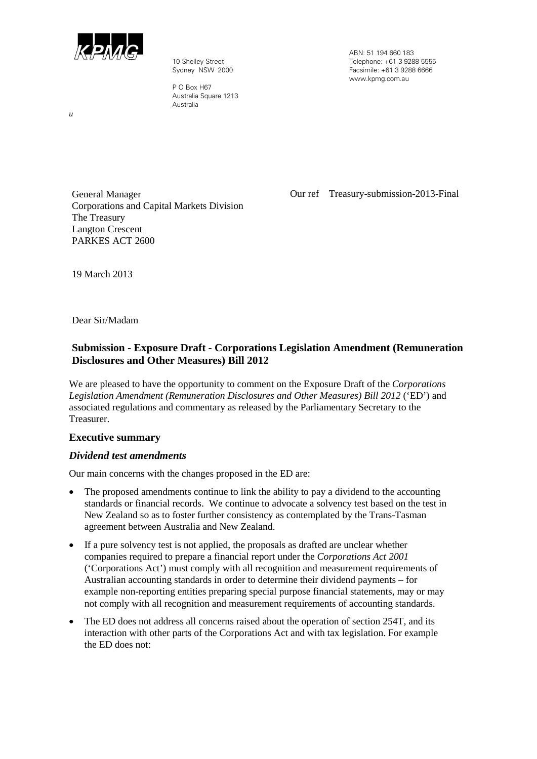KPMG

10 Shelley Street
Sydney NSW 2000

P O Box H67
Australia Square 1213
Australia

ABN: 51 194 660 183
Telephone: +61 3 9288 5555
Facsimile: +61 3 9288 6666
www.kpmg.com.au

*u*

General Manager
Corporations and Capital Markets Division
The Treasury
Langton Crescent
PARKES ACT 2600

Our ref Treasury-submission-2013-Final

19 March 2013

Dear Sir/Madam

**Submission - Exposure Draft - Corporations Legislation Amendment (Remuneration Disclosures and Other Measures) Bill 2012**

We are pleased to have the opportunity to comment on the Exposure Draft of the *Corporations Legislation Amendment (Remuneration Disclosures and Other Measures) Bill 2012* ('ED') and associated regulations and commentary as released by the Parliamentary Secretary to the Treasurer.

## Executive summary

### *Dividend test amendments*

Our main concerns with the changes proposed in the ED are:

- The proposed amendments continue to link the ability to pay a dividend to the accounting standards or financial records. We continue to advocate a solvency test based on the test in New Zealand so as to foster further consistency as contemplated by the Trans-Tasman agreement between Australia and New Zealand.
- If a pure solvency test is not applied, the proposals as drafted are unclear whether companies required to prepare a financial report under the *Corporations Act 2001* ('Corporations Act') must comply with all recognition and measurement requirements of Australian accounting standards in order to determine their dividend payments – for example non-reporting entities preparing special purpose financial statements, may or may not comply with all recognition and measurement requirements of accounting standards.
- The ED does not address all concerns raised about the operation of section 254T, and its interaction with other parts of the Corporations Act and with tax legislation. For example the ED does not: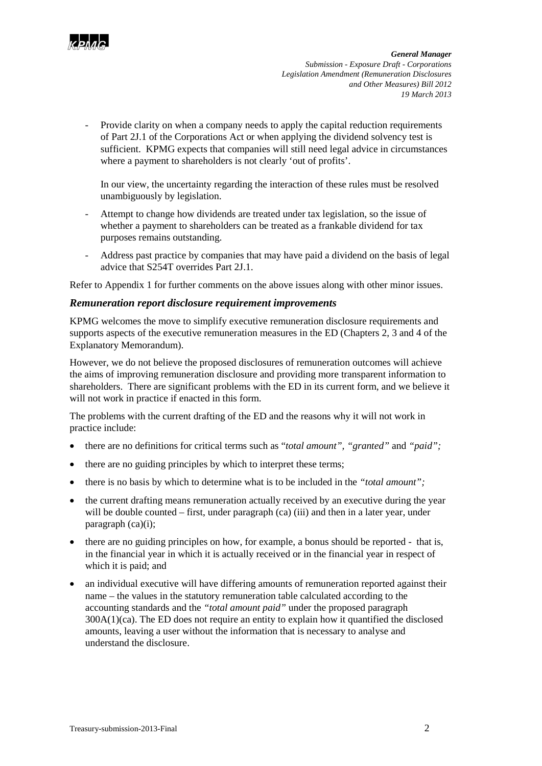- Provide clarity on when a company needs to apply the capital reduction requirements of Part 2J.1 of the Corporations Act or when applying the dividend solvency test is sufficient. KPMG expects that companies will still need legal advice in circumstances where a payment to shareholders is not clearly 'out of profits'.

  In our view, the uncertainty regarding the interaction of these rules must be resolved unambiguously by legislation.

- Attempt to change how dividends are treated under tax legislation, so the issue of whether a payment to shareholders can be treated as a frankable dividend for tax purposes remains outstanding.
- Address past practice by companies that may have paid a dividend on the basis of legal advice that S254T overrides Part 2J.1.

Refer to Appendix 1 for further comments on the above issues along with other minor issues.

### *Remuneration report disclosure requirement improvements*

KPMG welcomes the move to simplify executive remuneration disclosure requirements and supports aspects of the executive remuneration measures in the ED (Chapters 2, 3 and 4 of the Explanatory Memorandum).

However, we do not believe the proposed disclosures of remuneration outcomes will achieve the aims of improving remuneration disclosure and providing more transparent information to shareholders. There are significant problems with the ED in its current form, and we believe it will not work in practice if enacted in this form.

The problems with the current drafting of the ED and the reasons why it will not work in practice include:

- there are no definitions for critical terms such as "*total amount", "granted"* and *"paid";*
- there are no guiding principles by which to interpret these terms;
- there is no basis by which to determine what is to be included in the *"total amount";*
- the current drafting means remuneration actually received by an executive during the year will be double counted – first, under paragraph (ca) (iii) and then in a later year, under paragraph (ca)(i);
- there are no guiding principles on how, for example, a bonus should be reported - that is, in the financial year in which it is actually received or in the financial year in respect of which it is paid; and
- an individual executive will have differing amounts of remuneration reported against their name – the values in the statutory remuneration table calculated according to the accounting standards and the *"total amount paid"* under the proposed paragraph 300A(1)(ca). The ED does not require an entity to explain how it quantified the disclosed amounts, leaving a user without the information that is necessary to analyse and understand the disclosure.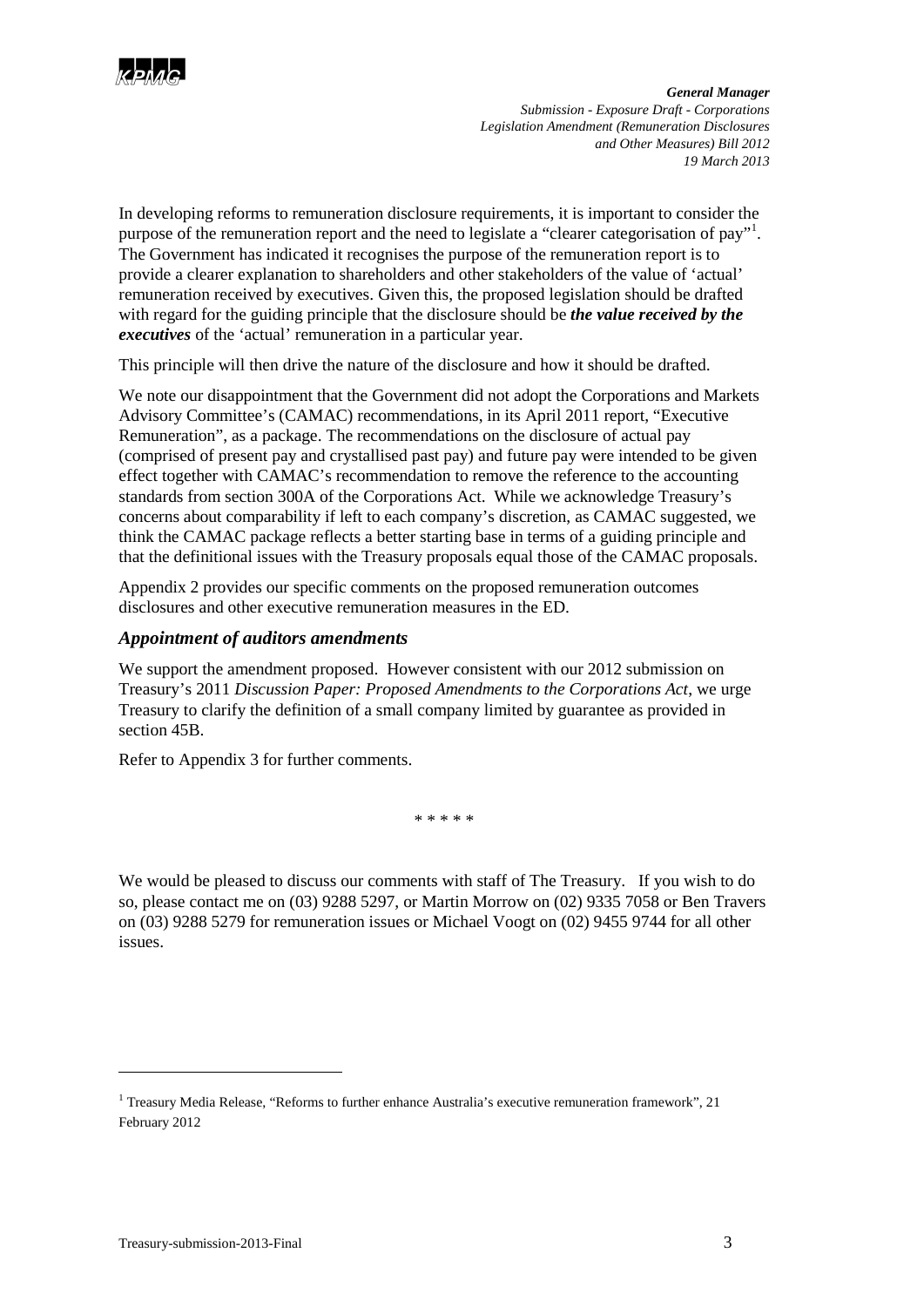In developing reforms to remuneration disclosure requirements, it is important to consider the purpose of the remuneration report and the need to legislate a "clearer categorisation of pay"[1]. The Government has indicated it recognises the purpose of the remuneration report is to provide a clearer explanation to shareholders and other stakeholders of the value of 'actual' remuneration received by executives. Given this, the proposed legislation should be drafted with regard for the guiding principle that the disclosure should be ***the value received by the executives*** of the 'actual' remuneration in a particular year.

This principle will then drive the nature of the disclosure and how it should be drafted.

We note our disappointment that the Government did not adopt the Corporations and Markets Advisory Committee's (CAMAC) recommendations, in its April 2011 report, "Executive Remuneration", as a package. The recommendations on the disclosure of actual pay (comprised of present pay and crystallised past pay) and future pay were intended to be given effect together with CAMAC's recommendation to remove the reference to the accounting standards from section 300A of the Corporations Act. While we acknowledge Treasury's concerns about comparability if left to each company's discretion, as CAMAC suggested, we think the CAMAC package reflects a better starting base in terms of a guiding principle and that the definitional issues with the Treasury proposals equal those of the CAMAC proposals.

Appendix 2 provides our specific comments on the proposed remuneration outcomes disclosures and other executive remuneration measures in the ED.

### *Appointment of auditors amendments*

We support the amendment proposed. However consistent with our 2012 submission on Treasury's 2011 *Discussion Paper: Proposed Amendments to the Corporations Act*, we urge Treasury to clarify the definition of a small company limited by guarantee as provided in section 45B.

Refer to Appendix 3 for further comments.

\* \* \* \* \*

We would be pleased to discuss our comments with staff of The Treasury. If you wish to do so, please contact me on (03) 9288 5297, or Martin Morrow on (02) 9335 7058 or Ben Travers on (03) 9288 5279 for remuneration issues or Michael Voogt on (02) 9455 9744 for all other issues.

---

[1] Treasury Media Release, "Reforms to further enhance Australia's executive remuneration framework", 21 February 2012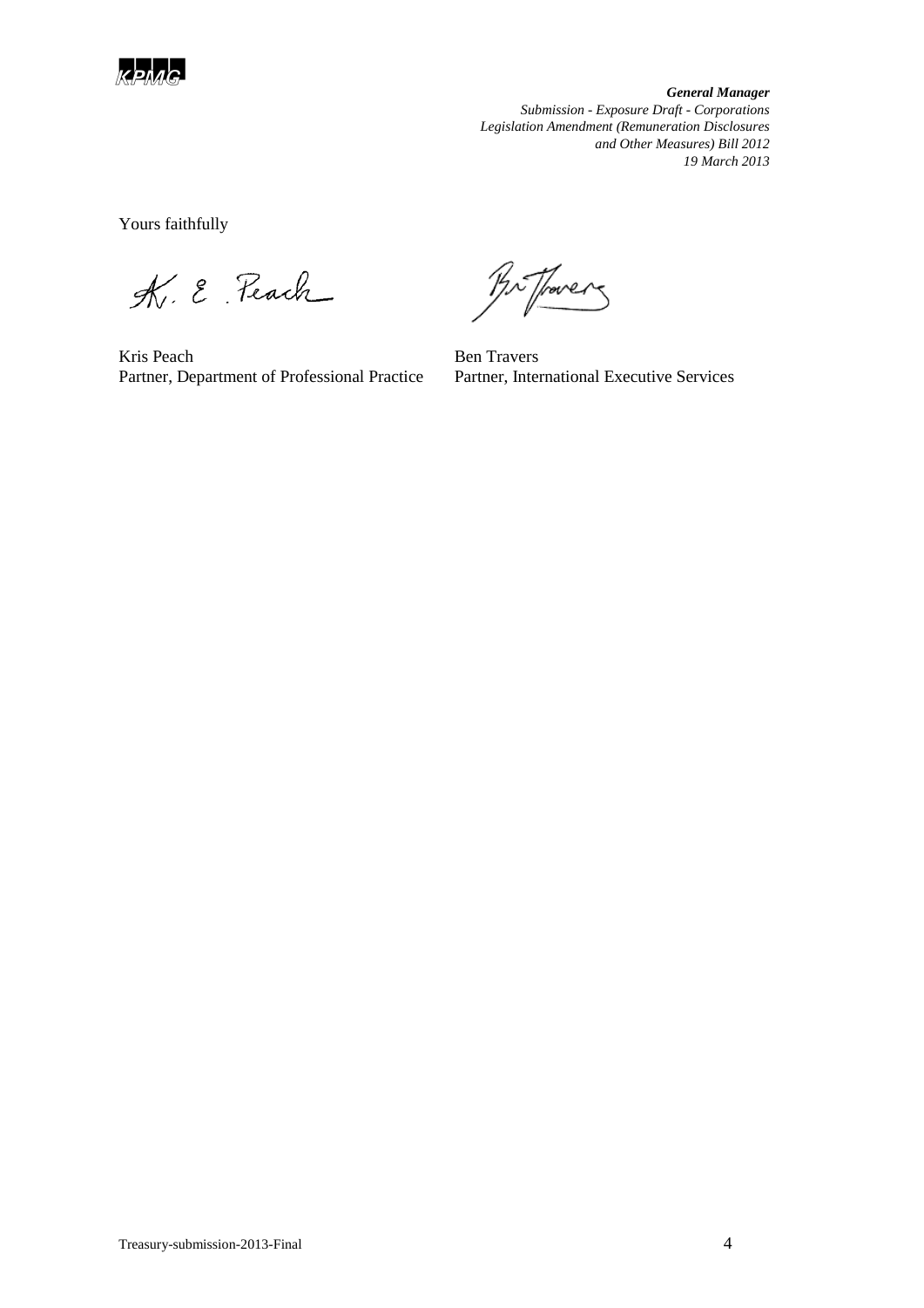Yours faithfully

Kris Peach
Partner, Department of Professional Practice

Ben Travers
Partner, International Executive Services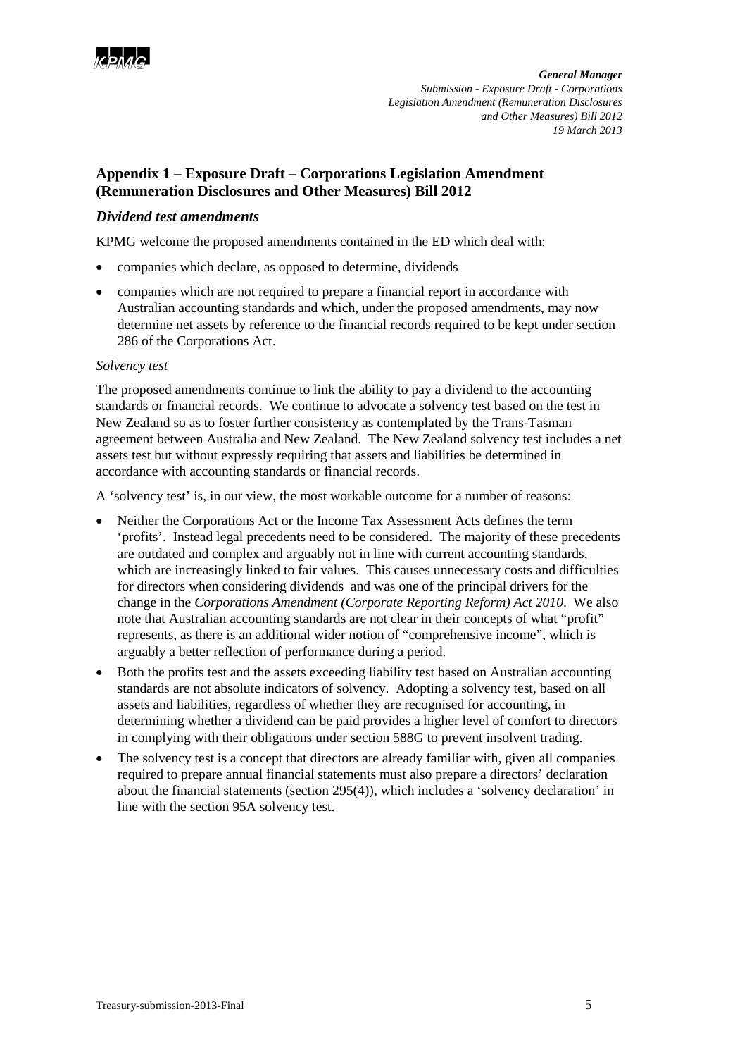## Appendix 1 – Exposure Draft – Corporations Legislation Amendment (Remuneration Disclosures and Other Measures) Bill 2012

### *Dividend test amendments*

KPMG welcome the proposed amendments contained in the ED which deal with:

- companies which declare, as opposed to determine, dividends
- companies which are not required to prepare a financial report in accordance with Australian accounting standards and which, under the proposed amendments, may now determine net assets by reference to the financial records required to be kept under section 286 of the Corporations Act.

*Solvency test*

The proposed amendments continue to link the ability to pay a dividend to the accounting standards or financial records. We continue to advocate a solvency test based on the test in New Zealand so as to foster further consistency as contemplated by the Trans-Tasman agreement between Australia and New Zealand. The New Zealand solvency test includes a net assets test but without expressly requiring that assets and liabilities be determined in accordance with accounting standards or financial records.

A 'solvency test' is, in our view, the most workable outcome for a number of reasons:

- Neither the Corporations Act or the Income Tax Assessment Acts defines the term 'profits'. Instead legal precedents need to be considered. The majority of these precedents are outdated and complex and arguably not in line with current accounting standards, which are increasingly linked to fair values. This causes unnecessary costs and difficulties for directors when considering dividends and was one of the principal drivers for the change in the *Corporations Amendment (Corporate Reporting Reform) Act 2010*. We also note that Australian accounting standards are not clear in their concepts of what "profit" represents, as there is an additional wider notion of "comprehensive income", which is arguably a better reflection of performance during a period.
- Both the profits test and the assets exceeding liability test based on Australian accounting standards are not absolute indicators of solvency. Adopting a solvency test, based on all assets and liabilities, regardless of whether they are recognised for accounting, in determining whether a dividend can be paid provides a higher level of comfort to directors in complying with their obligations under section 588G to prevent insolvent trading.
- The solvency test is a concept that directors are already familiar with, given all companies required to prepare annual financial statements must also prepare a directors' declaration about the financial statements (section 295(4)), which includes a 'solvency declaration' in line with the section 95A solvency test.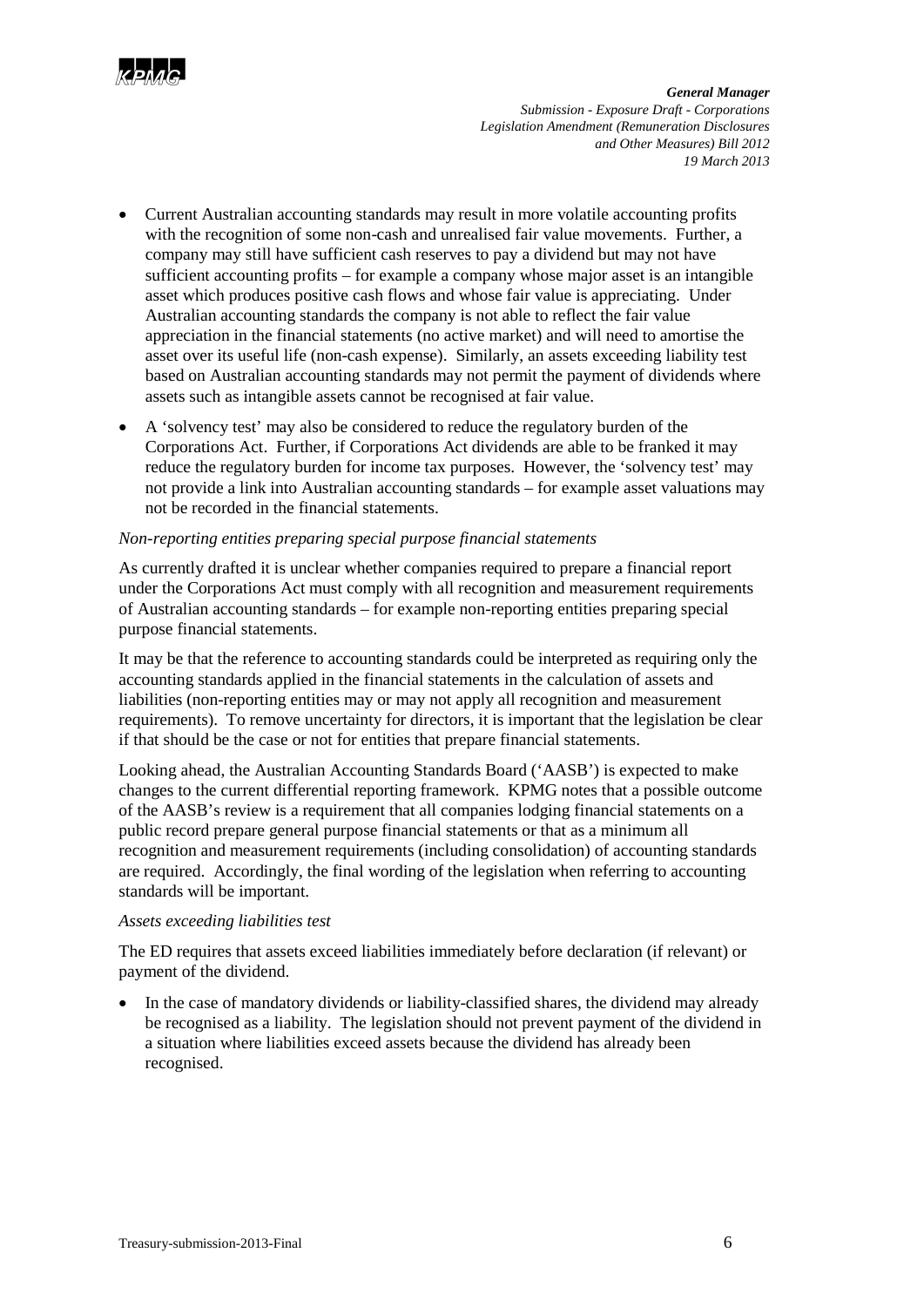- Current Australian accounting standards may result in more volatile accounting profits with the recognition of some non-cash and unrealised fair value movements. Further, a company may still have sufficient cash reserves to pay a dividend but may not have sufficient accounting profits – for example a company whose major asset is an intangible asset which produces positive cash flows and whose fair value is appreciating. Under Australian accounting standards the company is not able to reflect the fair value appreciation in the financial statements (no active market) and will need to amortise the asset over its useful life (non-cash expense). Similarly, an assets exceeding liability test based on Australian accounting standards may not permit the payment of dividends where assets such as intangible assets cannot be recognised at fair value.
- A 'solvency test' may also be considered to reduce the regulatory burden of the Corporations Act. Further, if Corporations Act dividends are able to be franked it may reduce the regulatory burden for income tax purposes. However, the 'solvency test' may not provide a link into Australian accounting standards – for example asset valuations may not be recorded in the financial statements.

*Non-reporting entities preparing special purpose financial statements*

As currently drafted it is unclear whether companies required to prepare a financial report under the Corporations Act must comply with all recognition and measurement requirements of Australian accounting standards – for example non-reporting entities preparing special purpose financial statements.

It may be that the reference to accounting standards could be interpreted as requiring only the accounting standards applied in the financial statements in the calculation of assets and liabilities (non-reporting entities may or may not apply all recognition and measurement requirements). To remove uncertainty for directors, it is important that the legislation be clear if that should be the case or not for entities that prepare financial statements.

Looking ahead, the Australian Accounting Standards Board ('AASB') is expected to make changes to the current differential reporting framework. KPMG notes that a possible outcome of the AASB's review is a requirement that all companies lodging financial statements on a public record prepare general purpose financial statements or that as a minimum all recognition and measurement requirements (including consolidation) of accounting standards are required. Accordingly, the final wording of the legislation when referring to accounting standards will be important.

*Assets exceeding liabilities test*

The ED requires that assets exceed liabilities immediately before declaration (if relevant) or payment of the dividend.

- In the case of mandatory dividends or liability-classified shares, the dividend may already be recognised as a liability. The legislation should not prevent payment of the dividend in a situation where liabilities exceed assets because the dividend has already been recognised.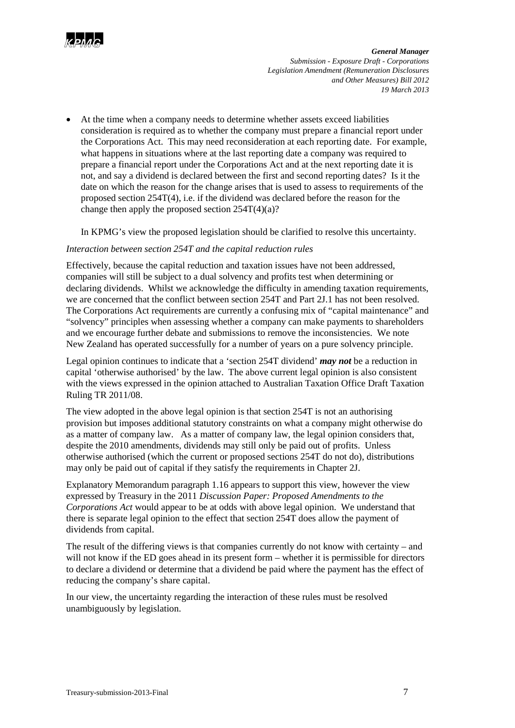- At the time when a company needs to determine whether assets exceed liabilities consideration is required as to whether the company must prepare a financial report under the Corporations Act. This may need reconsideration at each reporting date. For example, what happens in situations where at the last reporting date a company was required to prepare a financial report under the Corporations Act and at the next reporting date it is not, and say a dividend is declared between the first and second reporting dates? Is it the date on which the reason for the change arises that is used to assess to requirements of the proposed section 254T(4), i.e. if the dividend was declared before the reason for the change then apply the proposed section 254T(4)(a)?

  In KPMG's view the proposed legislation should be clarified to resolve this uncertainty.

*Interaction between section 254T and the capital reduction rules*

Effectively, because the capital reduction and taxation issues have not been addressed, companies will still be subject to a dual solvency and profits test when determining or declaring dividends. Whilst we acknowledge the difficulty in amending taxation requirements, we are concerned that the conflict between section 254T and Part 2J.1 has not been resolved. The Corporations Act requirements are currently a confusing mix of "capital maintenance" and "solvency" principles when assessing whether a company can make payments to shareholders and we encourage further debate and submissions to remove the inconsistencies. We note New Zealand has operated successfully for a number of years on a pure solvency principle.

Legal opinion continues to indicate that a 'section 254T dividend' ***may not*** be a reduction in capital 'otherwise authorised' by the law. The above current legal opinion is also consistent with the views expressed in the opinion attached to Australian Taxation Office Draft Taxation Ruling TR 2011/08.

The view adopted in the above legal opinion is that section 254T is not an authorising provision but imposes additional statutory constraints on what a company might otherwise do as a matter of company law. As a matter of company law, the legal opinion considers that, despite the 2010 amendments, dividends may still only be paid out of profits. Unless otherwise authorised (which the current or proposed sections 254T do not do), distributions may only be paid out of capital if they satisfy the requirements in Chapter 2J.

Explanatory Memorandum paragraph 1.16 appears to support this view, however the view expressed by Treasury in the 2011 *Discussion Paper: Proposed Amendments to the Corporations Act* would appear to be at odds with above legal opinion. We understand that there is separate legal opinion to the effect that section 254T does allow the payment of dividends from capital.

The result of the differing views is that companies currently do not know with certainty – and will not know if the ED goes ahead in its present form – whether it is permissible for directors to declare a dividend or determine that a dividend be paid where the payment has the effect of reducing the company's share capital.

In our view, the uncertainty regarding the interaction of these rules must be resolved unambiguously by legislation.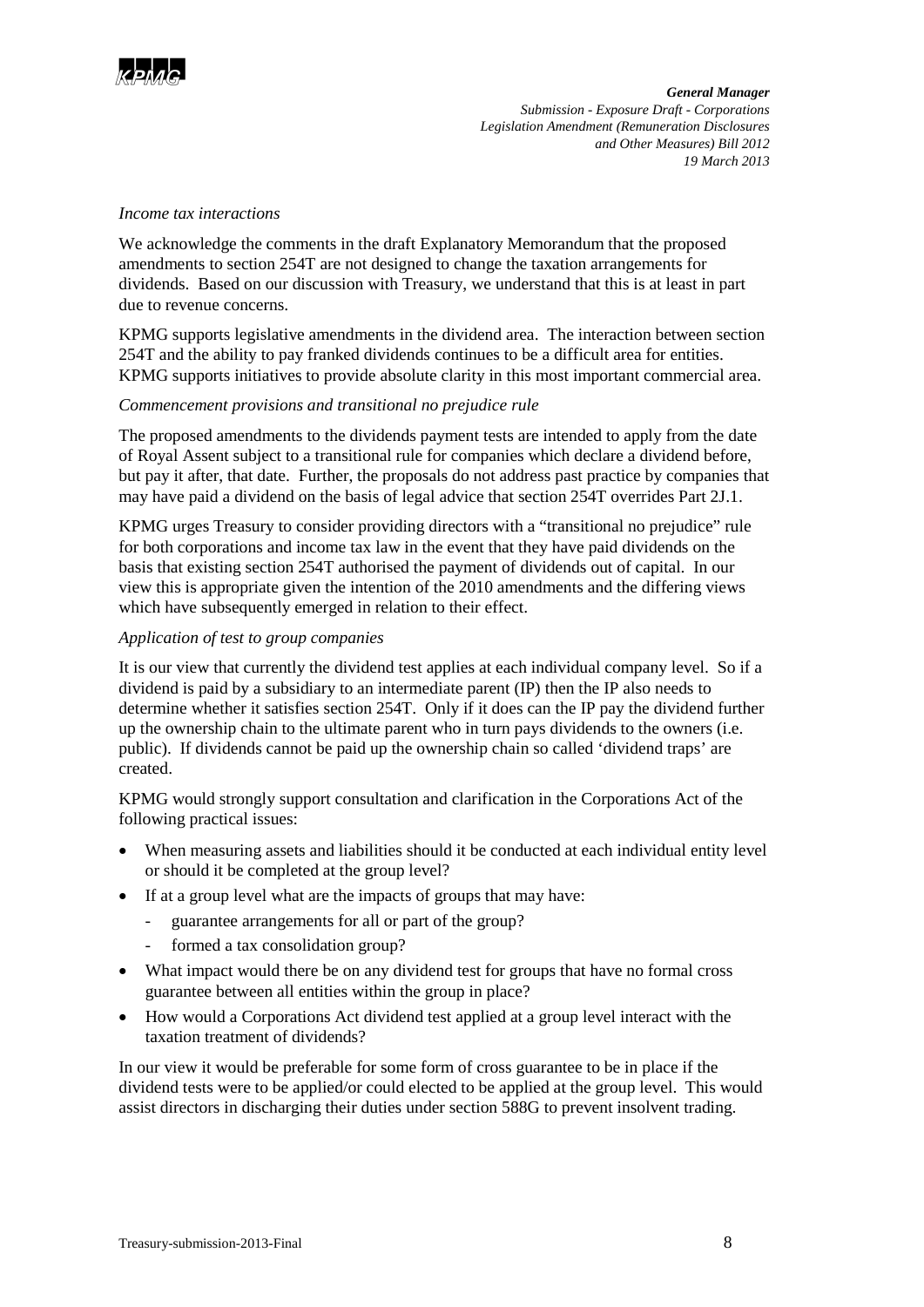*Income tax interactions*

We acknowledge the comments in the draft Explanatory Memorandum that the proposed amendments to section 254T are not designed to change the taxation arrangements for dividends. Based on our discussion with Treasury, we understand that this is at least in part due to revenue concerns.

KPMG supports legislative amendments in the dividend area. The interaction between section 254T and the ability to pay franked dividends continues to be a difficult area for entities. KPMG supports initiatives to provide absolute clarity in this most important commercial area.

*Commencement provisions and transitional no prejudice rule*

The proposed amendments to the dividends payment tests are intended to apply from the date of Royal Assent subject to a transitional rule for companies which declare a dividend before, but pay it after, that date. Further, the proposals do not address past practice by companies that may have paid a dividend on the basis of legal advice that section 254T overrides Part 2J.1.

KPMG urges Treasury to consider providing directors with a "transitional no prejudice" rule for both corporations and income tax law in the event that they have paid dividends on the basis that existing section 254T authorised the payment of dividends out of capital. In our view this is appropriate given the intention of the 2010 amendments and the differing views which have subsequently emerged in relation to their effect.

*Application of test to group companies*

It is our view that currently the dividend test applies at each individual company level. So if a dividend is paid by a subsidiary to an intermediate parent (IP) then the IP also needs to determine whether it satisfies section 254T. Only if it does can the IP pay the dividend further up the ownership chain to the ultimate parent who in turn pays dividends to the owners (i.e. public). If dividends cannot be paid up the ownership chain so called 'dividend traps' are created.

KPMG would strongly support consultation and clarification in the Corporations Act of the following practical issues:

- When measuring assets and liabilities should it be conducted at each individual entity level or should it be completed at the group level?
- If at a group level what are the impacts of groups that may have:
  - guarantee arrangements for all or part of the group?
  - formed a tax consolidation group?
- What impact would there be on any dividend test for groups that have no formal cross guarantee between all entities within the group in place?
- How would a Corporations Act dividend test applied at a group level interact with the taxation treatment of dividends?

In our view it would be preferable for some form of cross guarantee to be in place if the dividend tests were to be applied/or could elected to be applied at the group level. This would assist directors in discharging their duties under section 588G to prevent insolvent trading.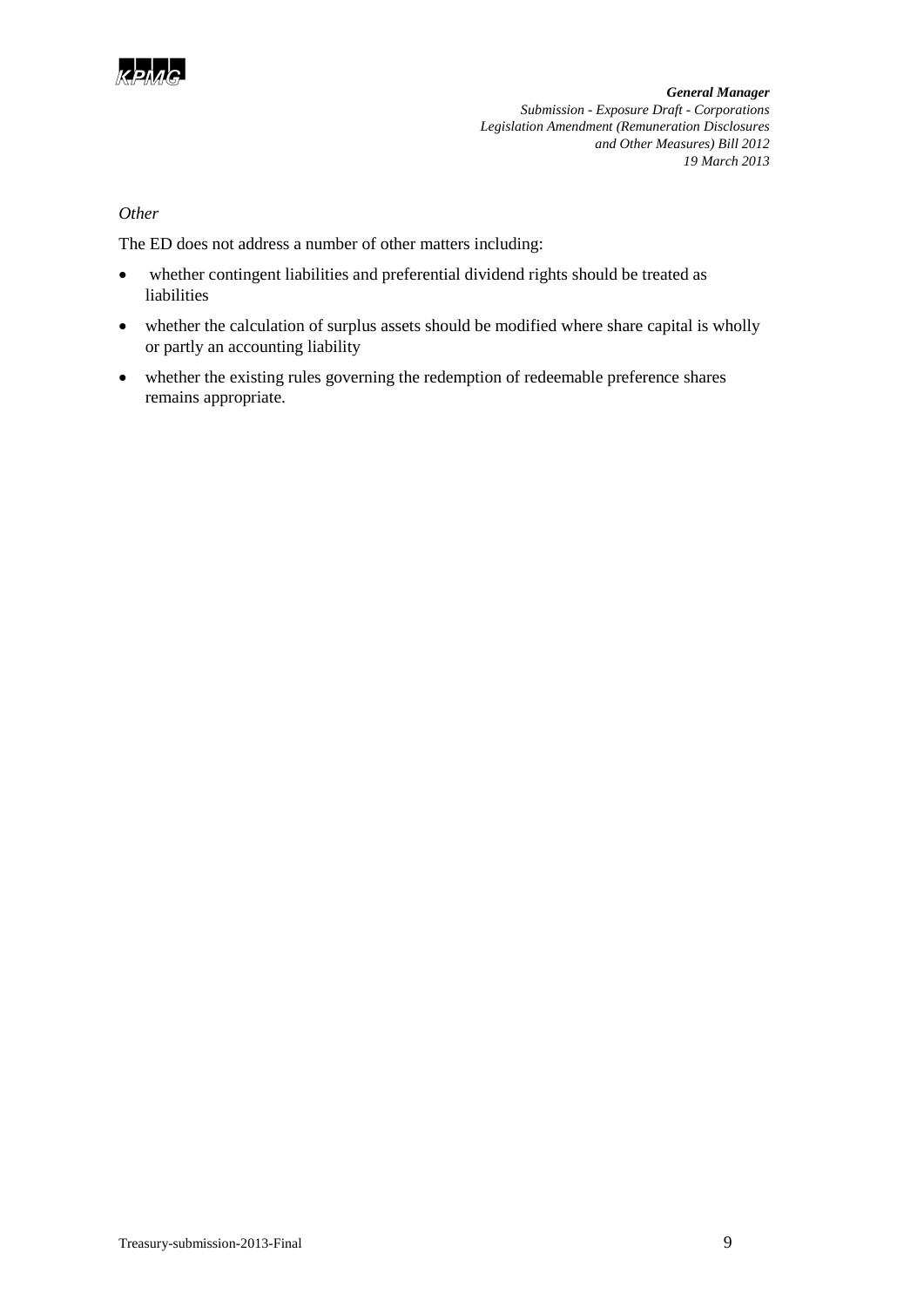*Other*

The ED does not address a number of other matters including:

- whether contingent liabilities and preferential dividend rights should be treated as liabilities
- whether the calculation of surplus assets should be modified where share capital is wholly or partly an accounting liability
- whether the existing rules governing the redemption of redeemable preference shares remains appropriate.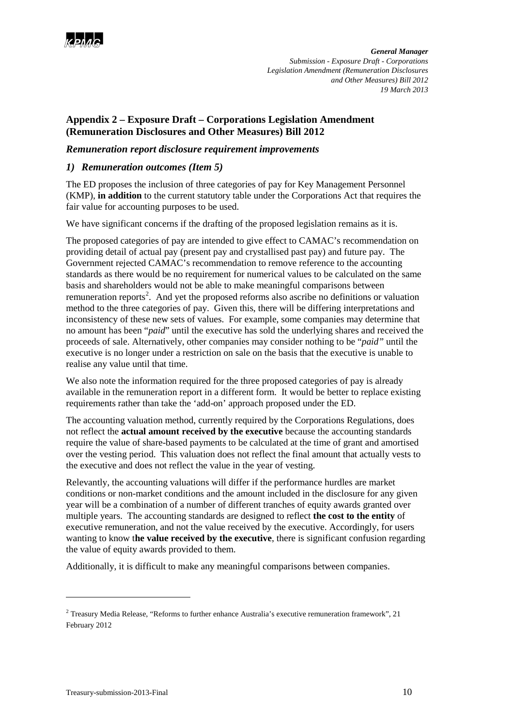## Appendix 2 – Exposure Draft – Corporations Legislation Amendment (Remuneration Disclosures and Other Measures) Bill 2012

### *Remuneration report disclosure requirement improvements*

### *1) Remuneration outcomes (Item 5)*

The ED proposes the inclusion of three categories of pay for Key Management Personnel (KMP), **in addition** to the current statutory table under the Corporations Act that requires the fair value for accounting purposes to be used.

We have significant concerns if the drafting of the proposed legislation remains as it is.

The proposed categories of pay are intended to give effect to CAMAC's recommendation on providing detail of actual pay (present pay and crystallised past pay) and future pay. The Government rejected CAMAC's recommendation to remove reference to the accounting standards as there would be no requirement for numerical values to be calculated on the same basis and shareholders would not be able to make meaningful comparisons between remuneration reports[2]. And yet the proposed reforms also ascribe no definitions or valuation method to the three categories of pay. Given this, there will be differing interpretations and inconsistency of these new sets of values. For example, some companies may determine that no amount has been "*paid*" until the executive has sold the underlying shares and received the proceeds of sale. Alternatively, other companies may consider nothing to be "*paid"* until the executive is no longer under a restriction on sale on the basis that the executive is unable to realise any value until that time.

We also note the information required for the three proposed categories of pay is already available in the remuneration report in a different form. It would be better to replace existing requirements rather than take the 'add-on' approach proposed under the ED.

The accounting valuation method, currently required by the Corporations Regulations, does not reflect the **actual amount received by the executive** because the accounting standards require the value of share-based payments to be calculated at the time of grant and amortised over the vesting period. This valuation does not reflect the final amount that actually vests to the executive and does not reflect the value in the year of vesting.

Relevantly, the accounting valuations will differ if the performance hurdles are market conditions or non-market conditions and the amount included in the disclosure for any given year will be a combination of a number of different tranches of equity awards granted over multiple years. The accounting standards are designed to reflect **the cost to the entity** of executive remuneration, and not the value received by the executive. Accordingly, for users wanting to know t**he value received by the executive**, there is significant confusion regarding the value of equity awards provided to them.

Additionally, it is difficult to make any meaningful comparisons between companies.

---

[2] Treasury Media Release, "Reforms to further enhance Australia's executive remuneration framework", 21 February 2012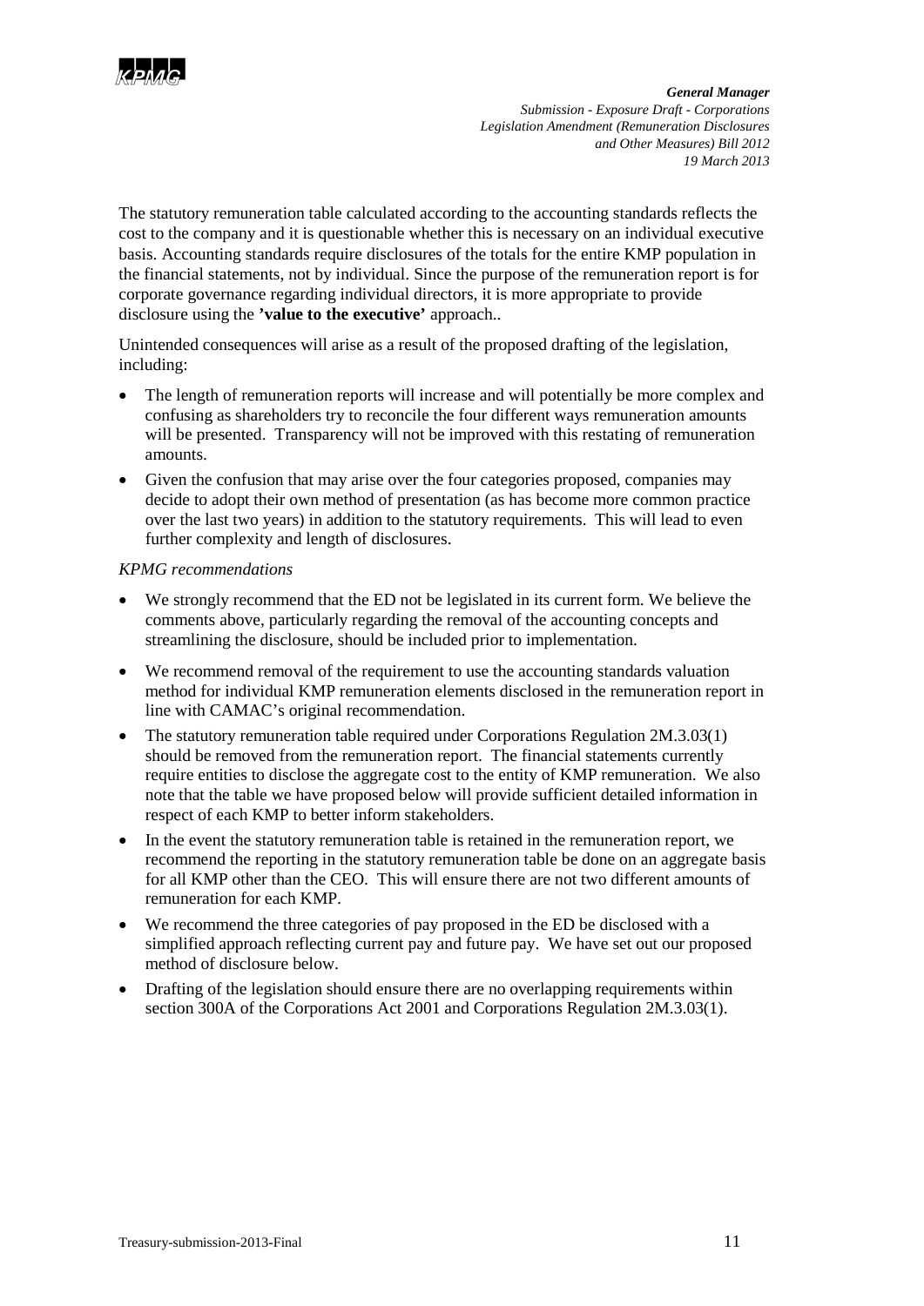The statutory remuneration table calculated according to the accounting standards reflects the cost to the company and it is questionable whether this is necessary on an individual executive basis. Accounting standards require disclosures of the totals for the entire KMP population in the financial statements, not by individual. Since the purpose of the remuneration report is for corporate governance regarding individual directors, it is more appropriate to provide disclosure using the **'value to the executive'** approach..

Unintended consequences will arise as a result of the proposed drafting of the legislation, including:

- The length of remuneration reports will increase and will potentially be more complex and confusing as shareholders try to reconcile the four different ways remuneration amounts will be presented. Transparency will not be improved with this restating of remuneration amounts.
- Given the confusion that may arise over the four categories proposed, companies may decide to adopt their own method of presentation (as has become more common practice over the last two years) in addition to the statutory requirements. This will lead to even further complexity and length of disclosures.

*KPMG recommendations*

- We strongly recommend that the ED not be legislated in its current form. We believe the comments above, particularly regarding the removal of the accounting concepts and streamlining the disclosure, should be included prior to implementation.
- We recommend removal of the requirement to use the accounting standards valuation method for individual KMP remuneration elements disclosed in the remuneration report in line with CAMAC's original recommendation.
- The statutory remuneration table required under Corporations Regulation 2M.3.03(1) should be removed from the remuneration report. The financial statements currently require entities to disclose the aggregate cost to the entity of KMP remuneration. We also note that the table we have proposed below will provide sufficient detailed information in respect of each KMP to better inform stakeholders.
- In the event the statutory remuneration table is retained in the remuneration report, we recommend the reporting in the statutory remuneration table be done on an aggregate basis for all KMP other than the CEO. This will ensure there are not two different amounts of remuneration for each KMP.
- We recommend the three categories of pay proposed in the ED be disclosed with a simplified approach reflecting current pay and future pay. We have set out our proposed method of disclosure below.
- Drafting of the legislation should ensure there are no overlapping requirements within section 300A of the Corporations Act 2001 and Corporations Regulation 2M.3.03(1).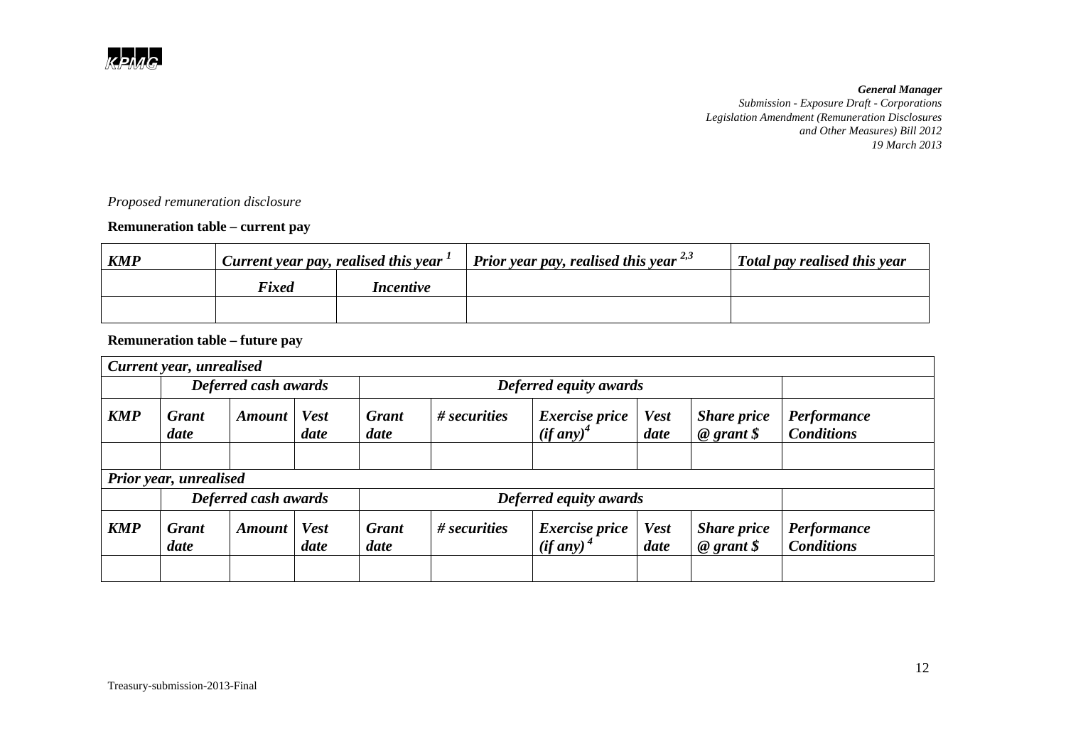*Proposed remuneration disclosure*

**Remuneration table – current pay**

| ***KMP*** | ***Current year pay, realised this year*** [1] | | ***Prior year pay, realised this year*** [2,3] | ***Total pay realised this year*** |
|---|---|---|---|---|
| | ***Fixed*** | ***Incentive*** | | |
| | | | | |

**Remuneration table – future pay**

| ***Current year, unrealised*** | | | | | | | | | |
|---|---|---|---|---|---|---|---|---|---|
| | ***Deferred cash awards*** | | | ***Deferred equity awards*** | | | | | |
| ***KMP*** | ***Grant date*** | ***Amount*** | ***Vest date*** | ***Grant date*** | ***# securities*** | ***Exercise price (if any)*** [4] | ***Vest date*** | ***Share price @ grant $*** | ***Performance Conditions*** |
| | | | | | | | | | |
| ***Prior year, unrealised*** | | | | | | | | | |
| | ***Deferred cash awards*** | | | ***Deferred equity awards*** | | | | | |
| ***KMP*** | ***Grant date*** | ***Amount*** | ***Vest date*** | ***Grant date*** | ***# securities*** | ***Exercise price (if any)*** [4] | ***Vest date*** | ***Share price @ grant $*** | ***Performance Conditions*** |
| | | | | | | | | | |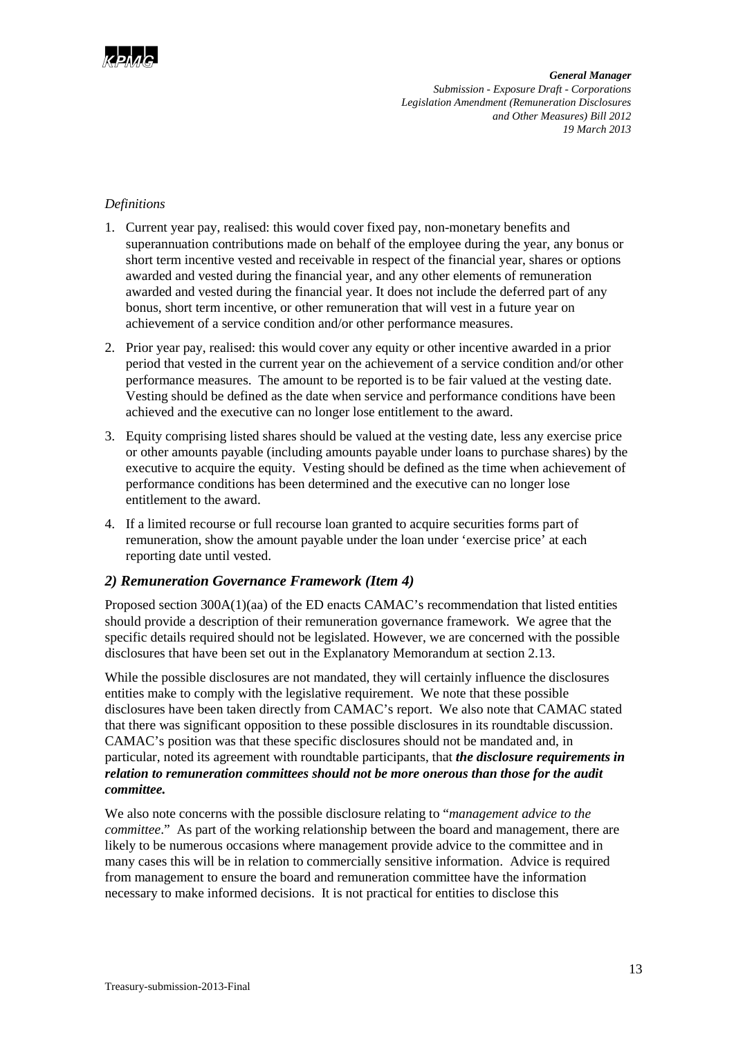*Definitions*

1. Current year pay, realised: this would cover fixed pay, non-monetary benefits and superannuation contributions made on behalf of the employee during the year, any bonus or short term incentive vested and receivable in respect of the financial year, shares or options awarded and vested during the financial year, and any other elements of remuneration awarded and vested during the financial year. It does not include the deferred part of any bonus, short term incentive, or other remuneration that will vest in a future year on achievement of a service condition and/or other performance measures.
2. Prior year pay, realised: this would cover any equity or other incentive awarded in a prior period that vested in the current year on the achievement of a service condition and/or other performance measures. The amount to be reported is to be fair valued at the vesting date. Vesting should be defined as the date when service and performance conditions have been achieved and the executive can no longer lose entitlement to the award.
3. Equity comprising listed shares should be valued at the vesting date, less any exercise price or other amounts payable (including amounts payable under loans to purchase shares) by the executive to acquire the equity. Vesting should be defined as the time when achievement of performance conditions has been determined and the executive can no longer lose entitlement to the award.
4. If a limited recourse or full recourse loan granted to acquire securities forms part of remuneration, show the amount payable under the loan under 'exercise price' at each reporting date until vested.

## *2) Remuneration Governance Framework (Item 4)*

Proposed section 300A(1)(aa) of the ED enacts CAMAC's recommendation that listed entities should provide a description of their remuneration governance framework. We agree that the specific details required should not be legislated. However, we are concerned with the possible disclosures that have been set out in the Explanatory Memorandum at section 2.13.

While the possible disclosures are not mandated, they will certainly influence the disclosures entities make to comply with the legislative requirement. We note that these possible disclosures have been taken directly from CAMAC's report. We also note that CAMAC stated that there was significant opposition to these possible disclosures in its roundtable discussion. CAMAC's position was that these specific disclosures should not be mandated and, in particular, noted its agreement with roundtable participants, that ***the disclosure requirements in relation to remuneration committees should not be more onerous than those for the audit committee.***

We also note concerns with the possible disclosure relating to "*management advice to the committee*." As part of the working relationship between the board and management, there are likely to be numerous occasions where management provide advice to the committee and in many cases this will be in relation to commercially sensitive information. Advice is required from management to ensure the board and remuneration committee have the information necessary to make informed decisions. It is not practical for entities to disclose this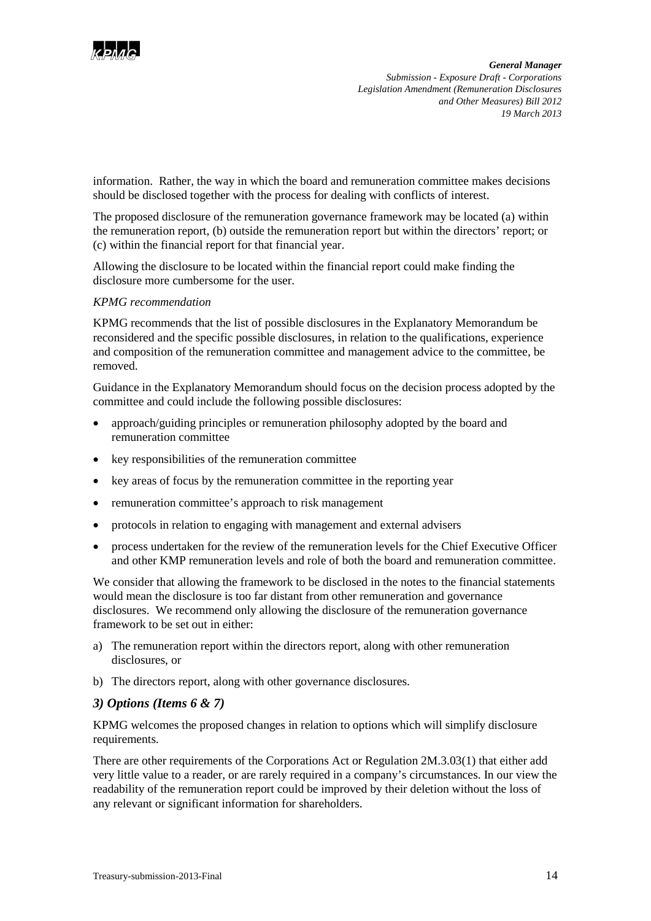information. Rather, the way in which the board and remuneration committee makes decisions should be disclosed together with the process for dealing with conflicts of interest.

The proposed disclosure of the remuneration governance framework may be located (a) within the remuneration report, (b) outside the remuneration report but within the directors' report; or (c) within the financial report for that financial year.

Allowing the disclosure to be located within the financial report could make finding the disclosure more cumbersome for the user.

*KPMG recommendation*

KPMG recommends that the list of possible disclosures in the Explanatory Memorandum be reconsidered and the specific possible disclosures, in relation to the qualifications, experience and composition of the remuneration committee and management advice to the committee, be removed.

Guidance in the Explanatory Memorandum should focus on the decision process adopted by the committee and could include the following possible disclosures:

- approach/guiding principles or remuneration philosophy adopted by the board and remuneration committee
- key responsibilities of the remuneration committee
- key areas of focus by the remuneration committee in the reporting year
- remuneration committee's approach to risk management
- protocols in relation to engaging with management and external advisers
- process undertaken for the review of the remuneration levels for the Chief Executive Officer and other KMP remuneration levels and role of both the board and remuneration committee.

We consider that allowing the framework to be disclosed in the notes to the financial statements would mean the disclosure is too far distant from other remuneration and governance disclosures. We recommend only allowing the disclosure of the remuneration governance framework to be set out in either:

a) The remuneration report within the directors report, along with other remuneration disclosures, or
b) The directors report, along with other governance disclosures.

### *3) Options (Items 6 & 7)*

KPMG welcomes the proposed changes in relation to options which will simplify disclosure requirements.

There are other requirements of the Corporations Act or Regulation 2M.3.03(1) that either add very little value to a reader, or are rarely required in a company's circumstances. In our view the readability of the remuneration report could be improved by their deletion without the loss of any relevant or significant information for shareholders.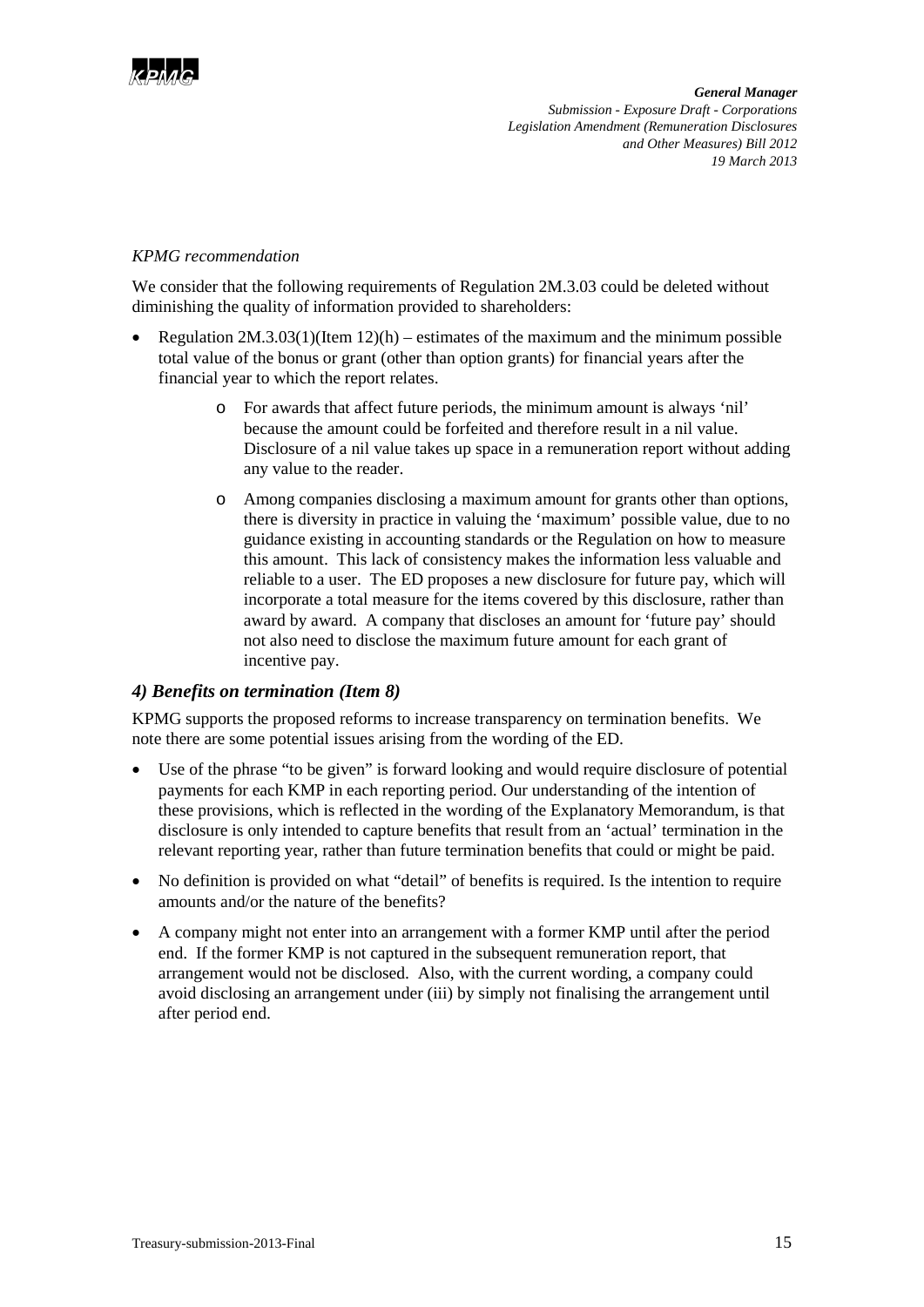*KPMG recommendation*

We consider that the following requirements of Regulation 2M.3.03 could be deleted without diminishing the quality of information provided to shareholders:

- Regulation 2M.3.03(1)(Item 12)(h) – estimates of the maximum and the minimum possible total value of the bonus or grant (other than option grants) for financial years after the financial year to which the report relates.
  - For awards that affect future periods, the minimum amount is always 'nil' because the amount could be forfeited and therefore result in a nil value. Disclosure of a nil value takes up space in a remuneration report without adding any value to the reader.
  - Among companies disclosing a maximum amount for grants other than options, there is diversity in practice in valuing the 'maximum' possible value, due to no guidance existing in accounting standards or the Regulation on how to measure this amount. This lack of consistency makes the information less valuable and reliable to a user. The ED proposes a new disclosure for future pay, which will incorporate a total measure for the items covered by this disclosure, rather than award by award. A company that discloses an amount for 'future pay' should not also need to disclose the maximum future amount for each grant of incentive pay.

### *4) Benefits on termination (Item 8)*

KPMG supports the proposed reforms to increase transparency on termination benefits. We note there are some potential issues arising from the wording of the ED.

- Use of the phrase "to be given" is forward looking and would require disclosure of potential payments for each KMP in each reporting period. Our understanding of the intention of these provisions, which is reflected in the wording of the Explanatory Memorandum, is that disclosure is only intended to capture benefits that result from an 'actual' termination in the relevant reporting year, rather than future termination benefits that could or might be paid.
- No definition is provided on what "detail" of benefits is required. Is the intention to require amounts and/or the nature of the benefits?
- A company might not enter into an arrangement with a former KMP until after the period end. If the former KMP is not captured in the subsequent remuneration report, that arrangement would not be disclosed. Also, with the current wording, a company could avoid disclosing an arrangement under (iii) by simply not finalising the arrangement until after period end.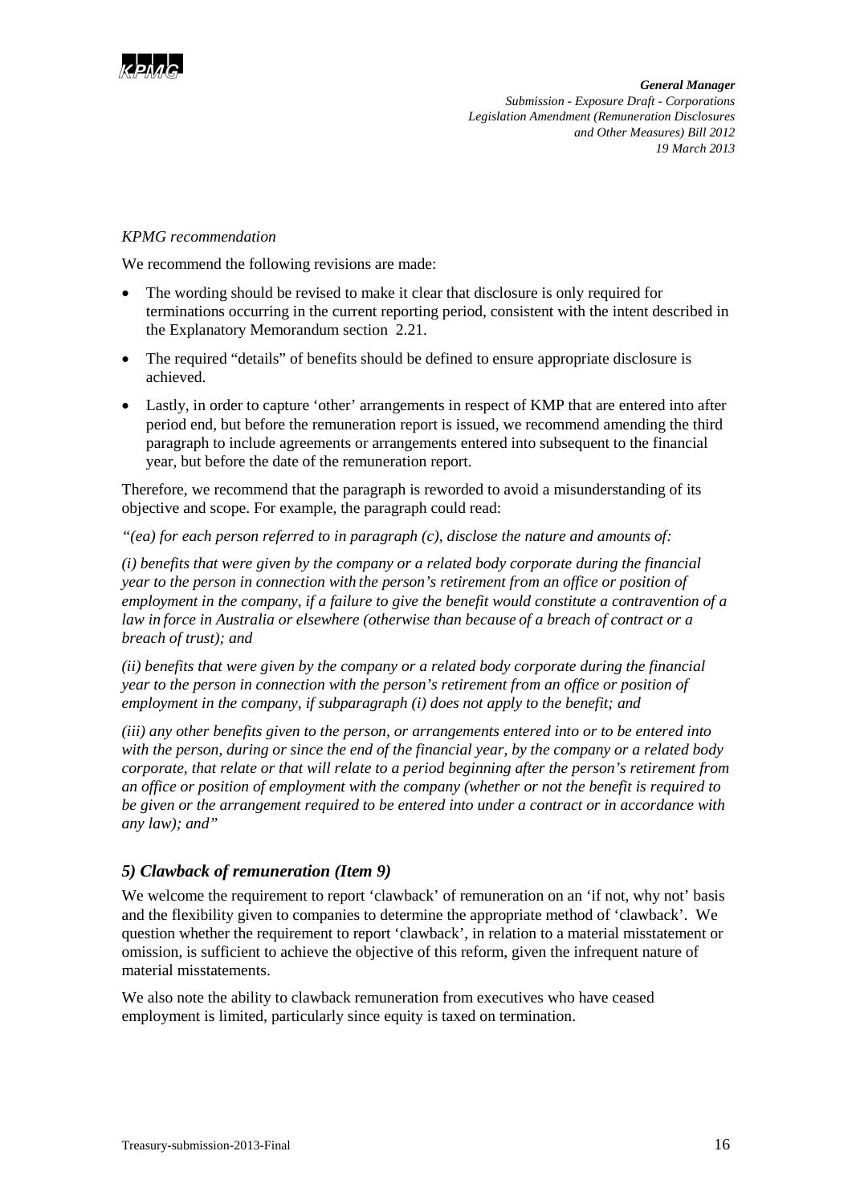*KPMG recommendation*

We recommend the following revisions are made:

- The wording should be revised to make it clear that disclosure is only required for terminations occurring in the current reporting period, consistent with the intent described in the Explanatory Memorandum section 2.21.
- The required "details" of benefits should be defined to ensure appropriate disclosure is achieved.
- Lastly, in order to capture 'other' arrangements in respect of KMP that are entered into after period end, but before the remuneration report is issued, we recommend amending the third paragraph to include agreements or arrangements entered into subsequent to the financial year, but before the date of the remuneration report.

Therefore, we recommend that the paragraph is reworded to avoid a misunderstanding of its objective and scope. For example, the paragraph could read:

*"(ea) for each person referred to in paragraph (c), disclose the nature and amounts of:*

*(i) benefits that were given by the company or a related body corporate during the financial year to the person in connection with the person's retirement from an office or position of employment in the company, if a failure to give the benefit would constitute a contravention of a law in force in Australia or elsewhere (otherwise than because of a breach of contract or a breach of trust); and*

*(ii) benefits that were given by the company or a related body corporate during the financial year to the person in connection with the person's retirement from an office or position of employment in the company, if subparagraph (i) does not apply to the benefit; and*

*(iii) any other benefits given to the person, or arrangements entered into or to be entered into with the person, during or since the end of the financial year, by the company or a related body corporate, that relate or that will relate to a period beginning after the person's retirement from an office or position of employment with the company (whether or not the benefit is required to be given or the arrangement required to be entered into under a contract or in accordance with any law); and"*

### *5) Clawback of remuneration (Item 9)*

We welcome the requirement to report 'clawback' of remuneration on an 'if not, why not' basis and the flexibility given to companies to determine the appropriate method of 'clawback'. We question whether the requirement to report 'clawback', in relation to a material misstatement or omission, is sufficient to achieve the objective of this reform, given the infrequent nature of material misstatements.

We also note the ability to clawback remuneration from executives who have ceased employment is limited, particularly since equity is taxed on termination.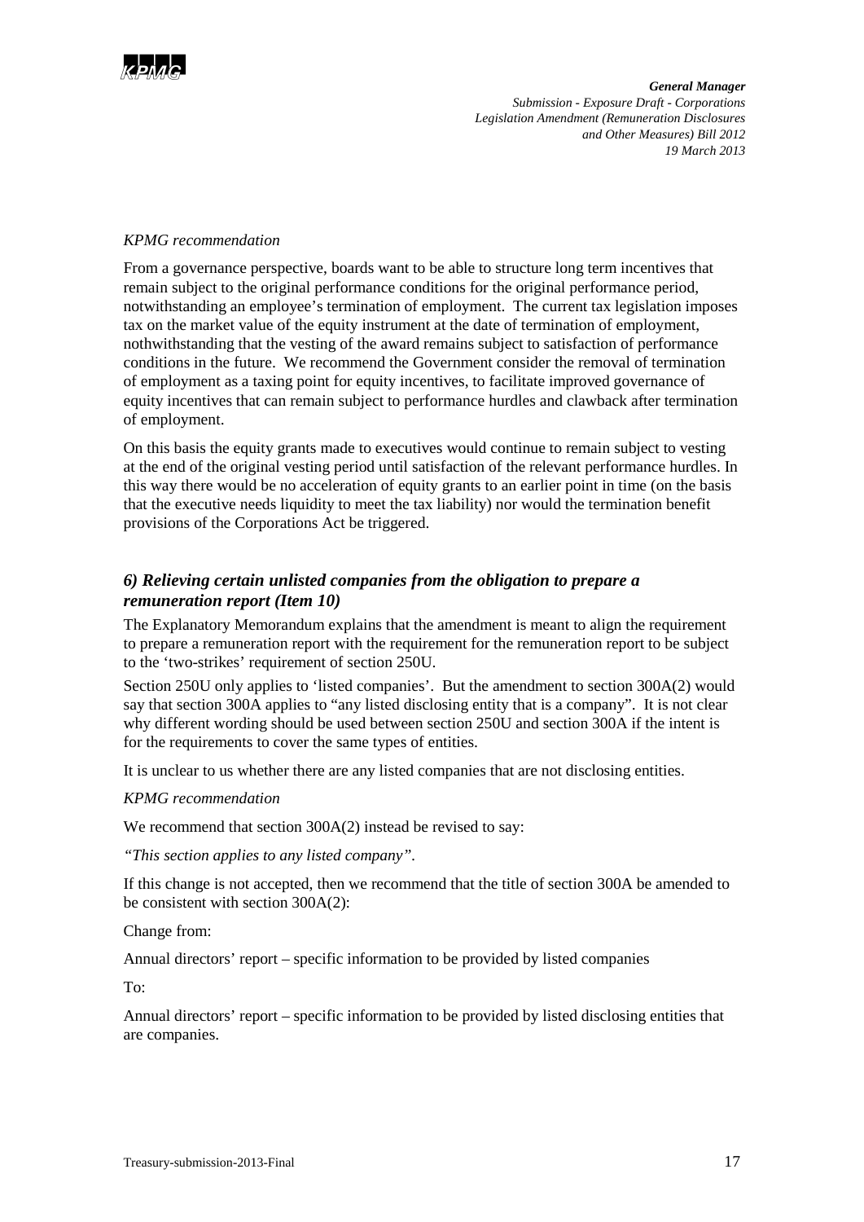*KPMG recommendation*

From a governance perspective, boards want to be able to structure long term incentives that remain subject to the original performance conditions for the original performance period, notwithstanding an employee's termination of employment. The current tax legislation imposes tax on the market value of the equity instrument at the date of termination of employment, nothwithstanding that the vesting of the award remains subject to satisfaction of performance conditions in the future. We recommend the Government consider the removal of termination of employment as a taxing point for equity incentives, to facilitate improved governance of equity incentives that can remain subject to performance hurdles and clawback after termination of employment.

On this basis the equity grants made to executives would continue to remain subject to vesting at the end of the original vesting period until satisfaction of the relevant performance hurdles. In this way there would be no acceleration of equity grants to an earlier point in time (on the basis that the executive needs liquidity to meet the tax liability) nor would the termination benefit provisions of the Corporations Act be triggered.

### *6) Relieving certain unlisted companies from the obligation to prepare a remuneration report (Item 10)*

The Explanatory Memorandum explains that the amendment is meant to align the requirement to prepare a remuneration report with the requirement for the remuneration report to be subject to the 'two-strikes' requirement of section 250U.

Section 250U only applies to 'listed companies'. But the amendment to section 300A(2) would say that section 300A applies to "any listed disclosing entity that is a company". It is not clear why different wording should be used between section 250U and section 300A if the intent is for the requirements to cover the same types of entities.

It is unclear to us whether there are any listed companies that are not disclosing entities.

*KPMG recommendation*

We recommend that section 300A(2) instead be revised to say:

*"This section applies to any listed company"*.

If this change is not accepted, then we recommend that the title of section 300A be amended to be consistent with section 300A(2):

Change from:

Annual directors' report – specific information to be provided by listed companies

To:

Annual directors' report – specific information to be provided by listed disclosing entities that are companies.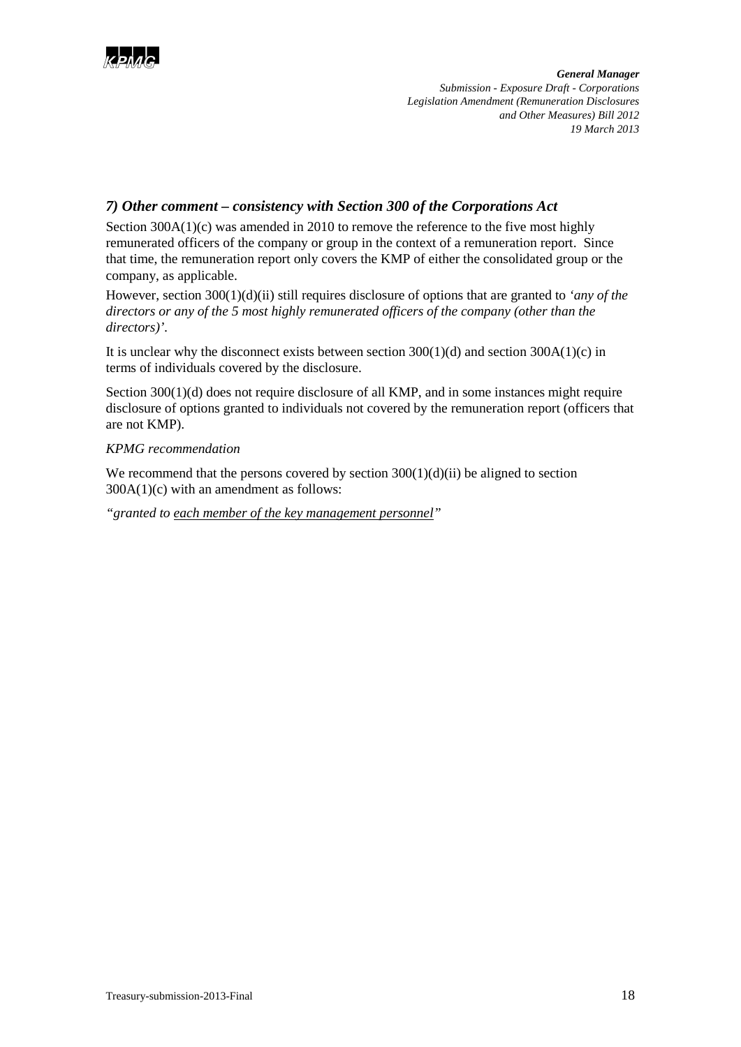### *7) Other comment – consistency with Section 300 of the Corporations Act*

Section 300A(1)(c) was amended in 2010 to remove the reference to the five most highly remunerated officers of the company or group in the context of a remuneration report. Since that time, the remuneration report only covers the KMP of either the consolidated group or the company, as applicable.

However, section 300(1)(d)(ii) still requires disclosure of options that are granted to *'any of the directors or any of the 5 most highly remunerated officers of the company (other than the directors)'*.

It is unclear why the disconnect exists between section 300(1)(d) and section 300A(1)(c) in terms of individuals covered by the disclosure.

Section 300(1)(d) does not require disclosure of all KMP, and in some instances might require disclosure of options granted to individuals not covered by the remuneration report (officers that are not KMP).

*KPMG recommendation*

We recommend that the persons covered by section 300(1)(d)(ii) be aligned to section 300A(1)(c) with an amendment as follows:

*"granted to <u>each member of the key management personnel</u>"*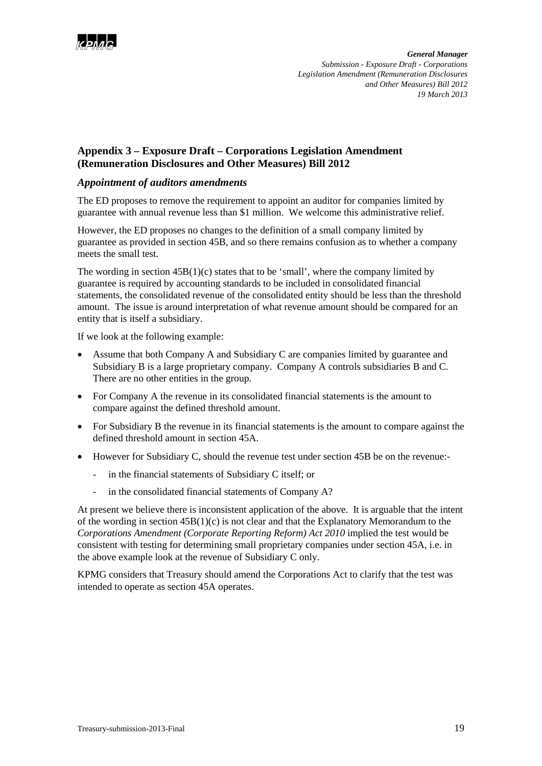## Appendix 3 – Exposure Draft – Corporations Legislation Amendment (Remuneration Disclosures and Other Measures) Bill 2012

### *Appointment of auditors amendments*

The ED proposes to remove the requirement to appoint an auditor for companies limited by guarantee with annual revenue less than $1 million. We welcome this administrative relief.

However, the ED proposes no changes to the definition of a small company limited by guarantee as provided in section 45B, and so there remains confusion as to whether a company meets the small test.

The wording in section 45B(1)(c) states that to be 'small', where the company limited by guarantee is required by accounting standards to be included in consolidated financial statements, the consolidated revenue of the consolidated entity should be less than the threshold amount. The issue is around interpretation of what revenue amount should be compared for an entity that is itself a subsidiary.

If we look at the following example:

- Assume that both Company A and Subsidiary C are companies limited by guarantee and Subsidiary B is a large proprietary company. Company A controls subsidiaries B and C. There are no other entities in the group.
- For Company A the revenue in its consolidated financial statements is the amount to compare against the defined threshold amount.
- For Subsidiary B the revenue in its financial statements is the amount to compare against the defined threshold amount in section 45A.
- However for Subsidiary C, should the revenue test under section 45B be on the revenue:-
  - in the financial statements of Subsidiary C itself; or
  - in the consolidated financial statements of Company A?

At present we believe there is inconsistent application of the above. It is arguable that the intent of the wording in section 45B(1)(c) is not clear and that the Explanatory Memorandum to the *Corporations Amendment (Corporate Reporting Reform) Act 2010* implied the test would be consistent with testing for determining small proprietary companies under section 45A, i.e. in the above example look at the revenue of Subsidiary C only.

KPMG considers that Treasury should amend the Corporations Act to clarify that the test was intended to operate as section 45A operates.